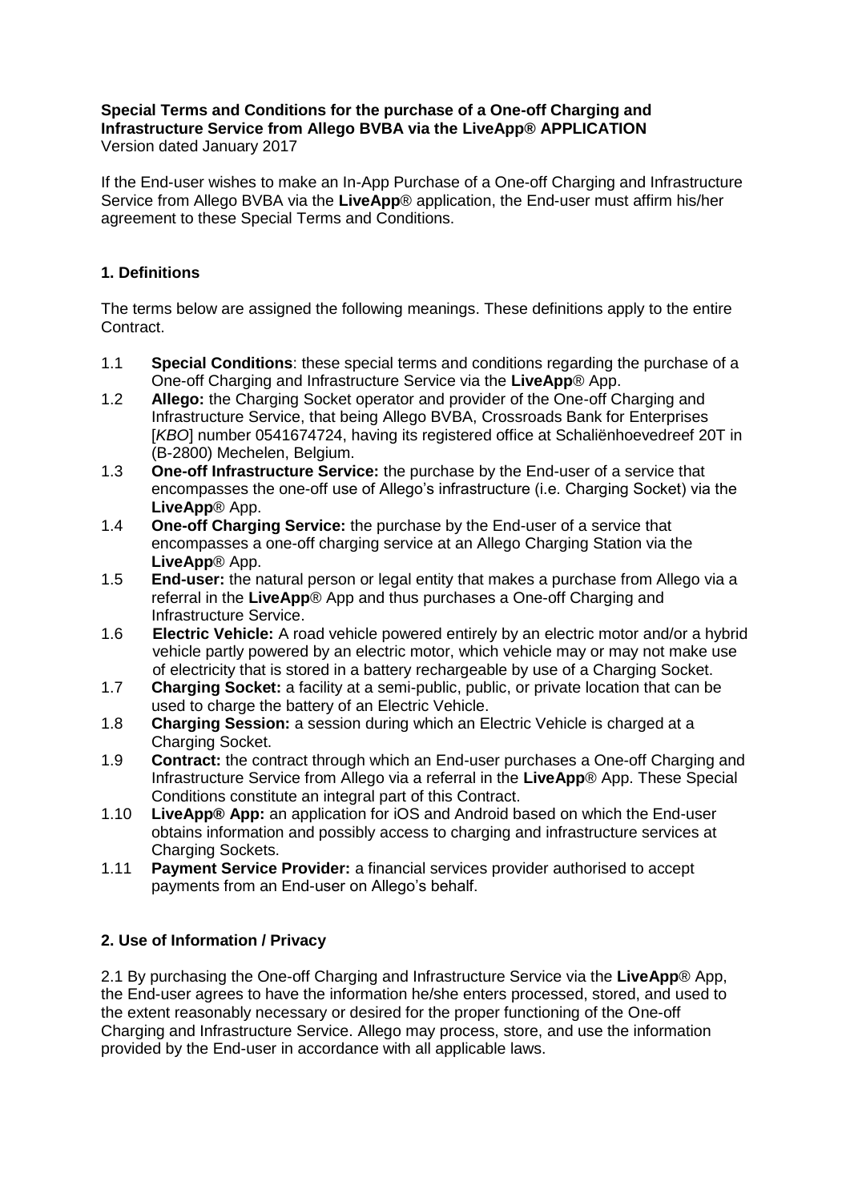**Special Terms and Conditions for the purchase of a One-off Charging and Infrastructure Service from Allego BVBA via the LiveApp® APPLICATION**
Version dated January 2017

If the End-user wishes to make an In-App Purchase of a One-off Charging and Infrastructure Service from Allego BVBA via the **LiveApp**® application, the End-user must affirm his/her agreement to these Special Terms and Conditions.

## 1. Definitions

The terms below are assigned the following meanings. These definitions apply to the entire Contract.

1.1 **Special Conditions**: these special terms and conditions regarding the purchase of a One-off Charging and Infrastructure Service via the **LiveApp**® App.

1.2 **Allego:** the Charging Socket operator and provider of the One-off Charging and Infrastructure Service, that being Allego BVBA, Crossroads Bank for Enterprises [*KBO*] number 0541674724, having its registered office at Schaliënhoevedreef 20T in (B-2800) Mechelen, Belgium.

1.3 **One-off Infrastructure Service:** the purchase by the End-user of a service that encompasses the one-off use of Allego's infrastructure (i.e. Charging Socket) via the **LiveApp**® App.

1.4 **One-off Charging Service:** the purchase by the End-user of a service that encompasses a one-off charging service at an Allego Charging Station via the **LiveApp**® App.

1.5 **End-user:** the natural person or legal entity that makes a purchase from Allego via a referral in the **LiveApp**® App and thus purchases a One-off Charging and Infrastructure Service.

1.6 **Electric Vehicle:** A road vehicle powered entirely by an electric motor and/or a hybrid vehicle partly powered by an electric motor, which vehicle may or may not make use of electricity that is stored in a battery rechargeable by use of a Charging Socket.

1.7 **Charging Socket:** a facility at a semi-public, public, or private location that can be used to charge the battery of an Electric Vehicle.

1.8 **Charging Session:** a session during which an Electric Vehicle is charged at a Charging Socket.

1.9 **Contract:** the contract through which an End-user purchases a One-off Charging and Infrastructure Service from Allego via a referral in the **LiveApp**® App. These Special Conditions constitute an integral part of this Contract.

1.10 **LiveApp® App:** an application for iOS and Android based on which the End-user obtains information and possibly access to charging and infrastructure services at Charging Sockets.

1.11 **Payment Service Provider:** a financial services provider authorised to accept payments from an End-user on Allego's behalf.

## 2. Use of Information / Privacy

2.1 By purchasing the One-off Charging and Infrastructure Service via the **LiveApp**® App, the End-user agrees to have the information he/she enters processed, stored, and used to the extent reasonably necessary or desired for the proper functioning of the One-off Charging and Infrastructure Service. Allego may process, store, and use the information provided by the End-user in accordance with all applicable laws.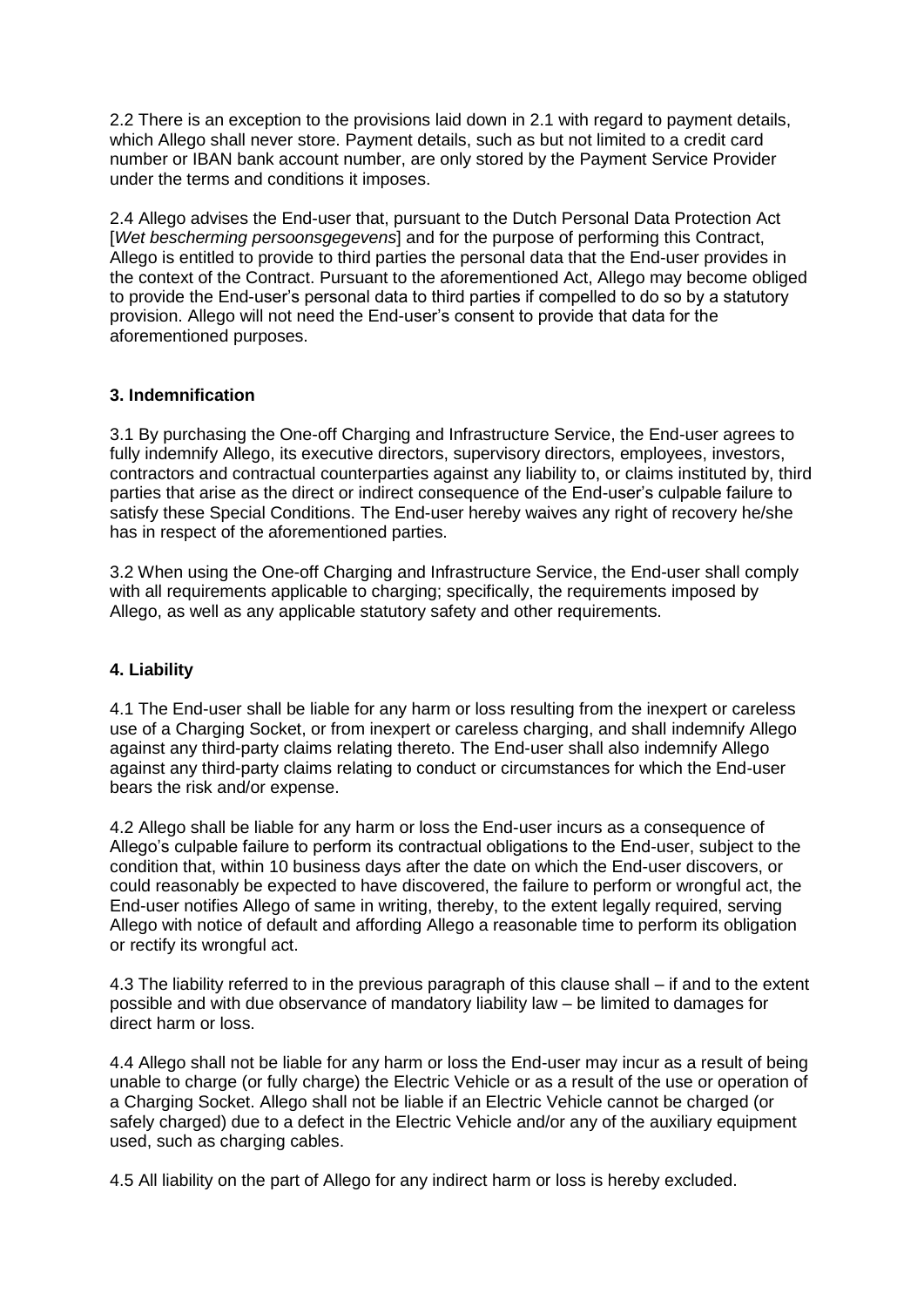2.2 There is an exception to the provisions laid down in 2.1 with regard to payment details, which Allego shall never store. Payment details, such as but not limited to a credit card number or IBAN bank account number, are only stored by the Payment Service Provider under the terms and conditions it imposes.

2.4 Allego advises the End-user that, pursuant to the Dutch Personal Data Protection Act [*Wet bescherming persoonsgegevens*] and for the purpose of performing this Contract, Allego is entitled to provide to third parties the personal data that the End-user provides in the context of the Contract. Pursuant to the aforementioned Act, Allego may become obliged to provide the End-user's personal data to third parties if compelled to do so by a statutory provision. Allego will not need the End-user's consent to provide that data for the aforementioned purposes.

### 3. Indemnification

3.1 By purchasing the One-off Charging and Infrastructure Service, the End-user agrees to fully indemnify Allego, its executive directors, supervisory directors, employees, investors, contractors and contractual counterparties against any liability to, or claims instituted by, third parties that arise as the direct or indirect consequence of the End-user's culpable failure to satisfy these Special Conditions. The End-user hereby waives any right of recovery he/she has in respect of the aforementioned parties.

3.2 When using the One-off Charging and Infrastructure Service, the End-user shall comply with all requirements applicable to charging; specifically, the requirements imposed by Allego, as well as any applicable statutory safety and other requirements.

### 4. Liability

4.1 The End-user shall be liable for any harm or loss resulting from the inexpert or careless use of a Charging Socket, or from inexpert or careless charging, and shall indemnify Allego against any third-party claims relating thereto. The End-user shall also indemnify Allego against any third-party claims relating to conduct or circumstances for which the End-user bears the risk and/or expense.

4.2 Allego shall be liable for any harm or loss the End-user incurs as a consequence of Allego's culpable failure to perform its contractual obligations to the End-user, subject to the condition that, within 10 business days after the date on which the End-user discovers, or could reasonably be expected to have discovered, the failure to perform or wrongful act, the End-user notifies Allego of same in writing, thereby, to the extent legally required, serving Allego with notice of default and affording Allego a reasonable time to perform its obligation or rectify its wrongful act.

4.3 The liability referred to in the previous paragraph of this clause shall – if and to the extent possible and with due observance of mandatory liability law – be limited to damages for direct harm or loss.

4.4 Allego shall not be liable for any harm or loss the End-user may incur as a result of being unable to charge (or fully charge) the Electric Vehicle or as a result of the use or operation of a Charging Socket. Allego shall not be liable if an Electric Vehicle cannot be charged (or safely charged) due to a defect in the Electric Vehicle and/or any of the auxiliary equipment used, such as charging cables.

4.5 All liability on the part of Allego for any indirect harm or loss is hereby excluded.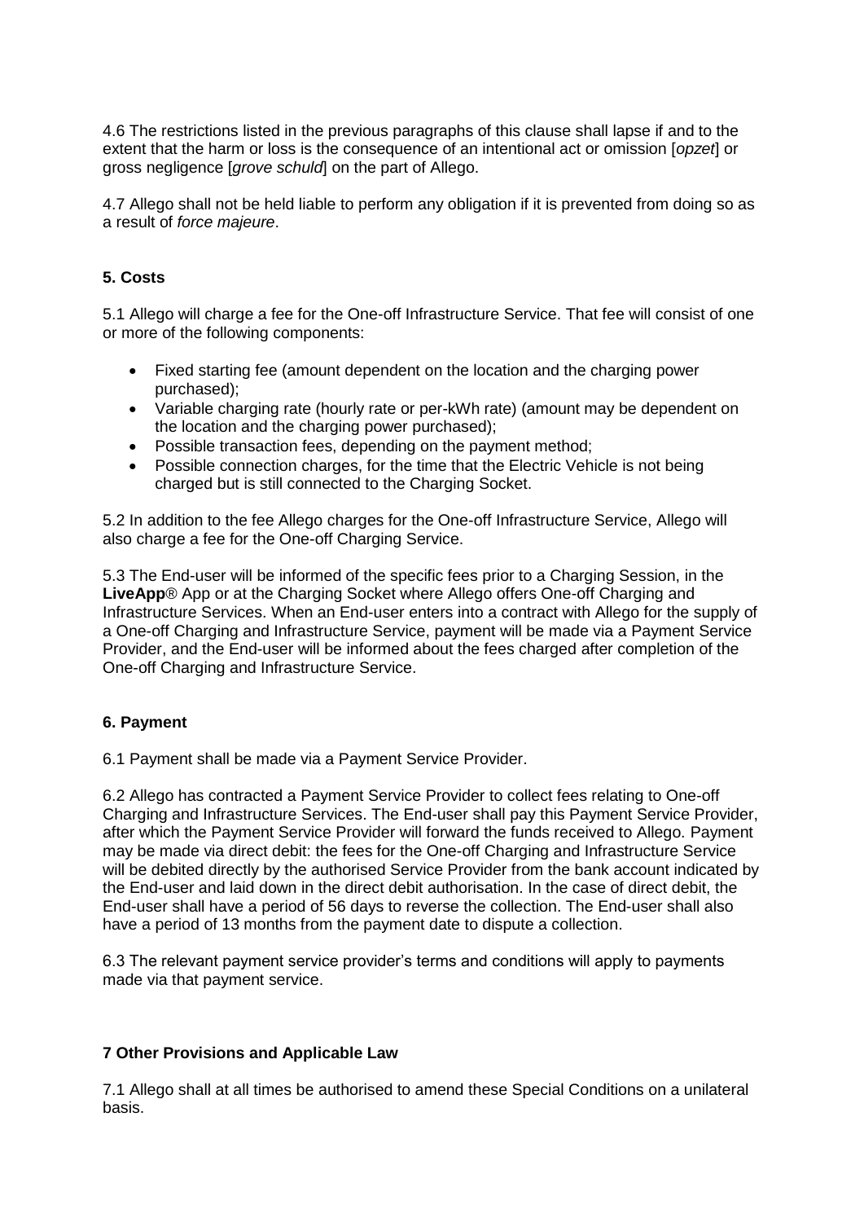4.6 The restrictions listed in the previous paragraphs of this clause shall lapse if and to the extent that the harm or loss is the consequence of an intentional act or omission [*opzet*] or gross negligence [*grove schuld*] on the part of Allego.

4.7 Allego shall not be held liable to perform any obligation if it is prevented from doing so as a result of *force majeure*.

## 5. Costs

5.1 Allego will charge a fee for the One-off Infrastructure Service. That fee will consist of one or more of the following components:

- Fixed starting fee (amount dependent on the location and the charging power purchased);
- Variable charging rate (hourly rate or per-kWh rate) (amount may be dependent on the location and the charging power purchased);
- Possible transaction fees, depending on the payment method;
- Possible connection charges, for the time that the Electric Vehicle is not being charged but is still connected to the Charging Socket.

5.2 In addition to the fee Allego charges for the One-off Infrastructure Service, Allego will also charge a fee for the One-off Charging Service.

5.3 The End-user will be informed of the specific fees prior to a Charging Session, in the **LiveApp**® App or at the Charging Socket where Allego offers One-off Charging and Infrastructure Services. When an End-user enters into a contract with Allego for the supply of a One-off Charging and Infrastructure Service, payment will be made via a Payment Service Provider, and the End-user will be informed about the fees charged after completion of the One-off Charging and Infrastructure Service.

## 6. Payment

6.1 Payment shall be made via a Payment Service Provider.

6.2 Allego has contracted a Payment Service Provider to collect fees relating to One-off Charging and Infrastructure Services. The End-user shall pay this Payment Service Provider, after which the Payment Service Provider will forward the funds received to Allego. Payment may be made via direct debit: the fees for the One-off Charging and Infrastructure Service will be debited directly by the authorised Service Provider from the bank account indicated by the End-user and laid down in the direct debit authorisation. In the case of direct debit, the End-user shall have a period of 56 days to reverse the collection. The End-user shall also have a period of 13 months from the payment date to dispute a collection.

6.3 The relevant payment service provider's terms and conditions will apply to payments made via that payment service.

## 7 Other Provisions and Applicable Law

7.1 Allego shall at all times be authorised to amend these Special Conditions on a unilateral basis.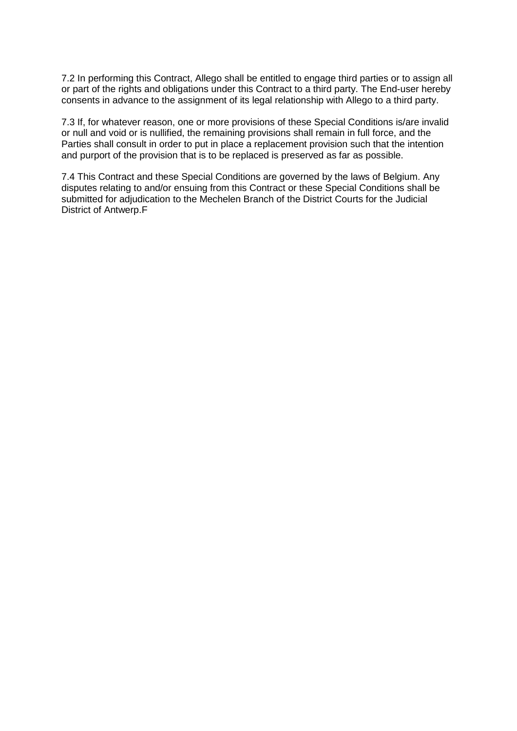7.2 In performing this Contract, Allego shall be entitled to engage third parties or to assign all or part of the rights and obligations under this Contract to a third party. The End-user hereby consents in advance to the assignment of its legal relationship with Allego to a third party.

7.3 If, for whatever reason, one or more provisions of these Special Conditions is/are invalid or null and void or is nullified, the remaining provisions shall remain in full force, and the Parties shall consult in order to put in place a replacement provision such that the intention and purport of the provision that is to be replaced is preserved as far as possible.

7.4 This Contract and these Special Conditions are governed by the laws of Belgium. Any disputes relating to and/or ensuing from this Contract or these Special Conditions shall be submitted for adjudication to the Mechelen Branch of the District Courts for the Judicial District of Antwerp.F